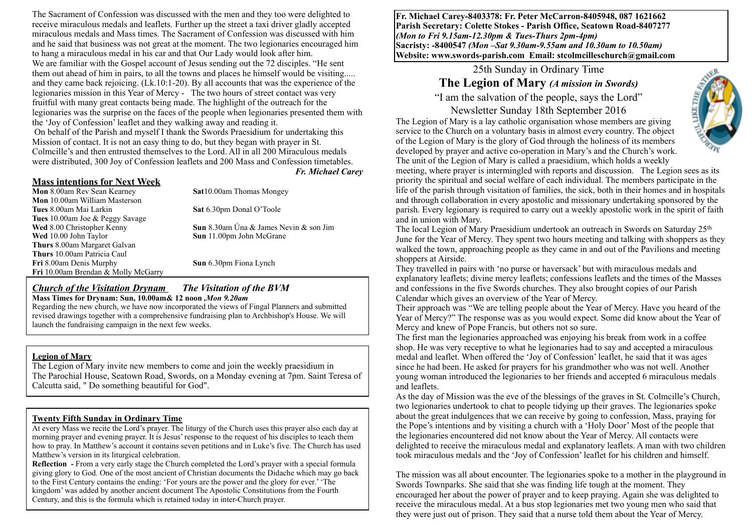**Fr. Michael Carey-8403378: Fr. Peter McCarron-8405948, 087 1621662**
**Parish Secretary: Colette Stokes - Parish Office, Seatown Road-8407277**
***(Mon to Fri 9.15am-12.30pm & Tues-Thurs 2pm-4pm)***
**Sacristy: -8400547** ***(Mon –Sat 9.30am-9.55am and 10.30am to 10.50am)***
**Website: www.swords-parish.com Email: stcolmcilleschurch@gmail.com**

25th Sunday in Ordinary Time

# The Legion of Mary *(A mission in Swords)*

"I am the salvation of the people, says the Lord"

Newsletter Sunday 18th September 2016

The Legion of Mary is a lay catholic organisation whose members are giving service to the Church on a voluntary basis in almost every country. The object of the Legion of Mary is the glory of God through the holiness of its members developed by prayer and active co-operation in Mary's and the Church's work. The unit of the Legion of Mary is called a praesidium, which holds a weekly meeting, where prayer is intermingled with reports and discussion. The Legion sees as its priority the spiritual and social welfare of each individual. The members participate in the life of the parish through visitation of families, the sick, both in their homes and in hospitals and through collaboration in every apostolic and missionary undertaking sponsored by the parish. Every legionary is required to carry out a weekly apostolic work in the spirit of faith and in union with Mary.

The local Legion of Mary Praesidium undertook an outreach in Swords on Saturday 25th June for the Year of Mercy. They spent two hours meeting and talking with shoppers as they walked the town, approaching people as they came in and out of the Pavilions and meeting shoppers at Airside.

They travelled in pairs with 'no purse or haversack' but with miraculous medals and explanatory leaflets; divine mercy leaflets; confessions leaflets and the times of the Masses and confessions in the five Swords churches. They also brought copies of our Parish Calendar which gives an overview of the Year of Mercy.

Their approach was "We are telling people about the Year of Mercy. Have you heard of the Year of Mercy?" The response was as you would expect. Some did know about the Year of Mercy and knew of Pope Francis, but others not so sure.

The first man the legionaries approached was enjoying his break from work in a coffee shop. He was very receptive to what he legionaries had to say and accepted a miraculous medal and leaflet. When offered the 'Joy of Confession' leaflet, he said that it was ages since he had been. He asked for prayers for his grandmother who was not well. Another young woman introduced the legionaries to her friends and accepted 6 miraculous medals and leaflets.

As the day of Mission was the eve of the blessings of the graves in St. Colmcille's Church, two legionaries undertook to chat to people tidying up their graves. The legionaries spoke about the great indulgences that we can receive by going to confession, Mass, praying for the Pope's intentions and by visiting a church with a 'Holy Door' Most of the people that the legionaries encountered did not know about the Year of Mercy. All contacts were delighted to receive the miraculous medal and explanatory leaflets. A man with two children took miraculous medals and the 'Joy of Confession' leaflet for his children and himself.

The mission was all about encounter. The legionaries spoke to a mother in the playground in Swords Townparks. She said that she was finding life tough at the moment. They encouraged her about the power of prayer and to keep praying. Again she was delighted to receive the miraculous medal. At a bus stop legionaries met two young men who said that they were just out of prison. They said that a nurse told them about the Year of Mercy. The Sacrament of Confession was discussed with the men and they too were delighted to receive miraculous medals and leaflets. Further up the street a taxi driver gladly accepted miraculous medals and Mass times. The Sacrament of Confession was discussed with him and he said that business was not great at the moment. The two legionaries encouraged him to hang a miraculous medal in his car and that Our Lady would look after him.

We are familiar with the Gospel account of Jesus sending out the 72 disciples. "He sent them out ahead of him in pairs, to all the towns and places he himself would be visiting..... and they came back rejoicing. (Lk.10:1-20). By all accounts that was the experience of the legionaries mission in this Year of Mercy - The two hours of street contact was very fruitful with many great contacts being made. The highlight of the outreach for the legionaries was the surprise on the faces of the people when legionaries presented them with the 'Joy of Confession' leaflet and they walking away and reading it.

On behalf of the Parish and myself I thank the Swords Praesidium for undertaking this Mission of contact. It is not an easy thing to do, but they began with prayer in St. Colmcille's and then entrusted themselves to the Lord. All in all 200 Miraculous medals were distributed, 300 Joy of Confession leaflets and 200 Mass and Confession timetables.

***Fr. Michael Carey***

## Mass intentions for Next Week

**Mon** 8.00am Rev Sean Kearney
**Mon** 10.00am William Masterson
**Tues** 8.00am Mai Larkin
**Tues** 10.00am Joe & Peggy Savage
**Wed** 8.00 Christopher Kenny
**Wed** 10.00 John Taylor
**Thurs** 8.00am Margaret Galvan
**Thurs** 10.00am Patricia Caul
**Fri** 8.00am Denis Murphy
**Fri** 10.00am Brendan & Molly McGarry
**Sat**10.00am Thomas Mongey
**Sat** 6.30pm Donal O'Toole
**Sun** 8.30am Úna & James Nevin & son Jim
**Sun** 11.00pm John McGrane
**Sun** 6.30pm Fiona Lynch

## *Church of the Visitation Drynam* *The Visitation of the BVM*

**Mass Times for Drynam: Sun, 10.00am& 12 noon** ***,Mon 9.20am***

Regarding the new church, we have now incorporated the views of Fingal Planners and submitted revised drawings together with a comprehensive fundraising plan to Archbishop's House. We will launch the fundraising campaign in the next few weeks.

## Legion of Mary

The Legion of Mary invite new members to come and join the weekly praesidium in The Parochial House, Seatown Road, Swords, on a Monday evening at 7pm. Saint Teresa of Calcutta said, " Do something beautiful for God".

## Twenty Fifth Sunday in Ordinary Time

At every Mass we recite the Lord's prayer. The liturgy of the Church uses this prayer also each day at morning prayer and evening prayer. It is Jesus' response to the request of his disciples to teach them how to pray. In Matthew's account it contains seven petitions and in Luke's five. The Church has used Matthew's version in its liturgical celebration.

**Reflection -** From a very early stage the Church completed the Lord's prayer with a special formula giving glory to God. One of the most ancient of Christian documents the Didache which may go back to the First Century contains the ending: 'For yours are the power and the glory for ever.' 'The kingdom' was added by another ancient document The Apostolic Constitutions from the Fourth Century, and this is the formula which is retained today in inter-Church prayer.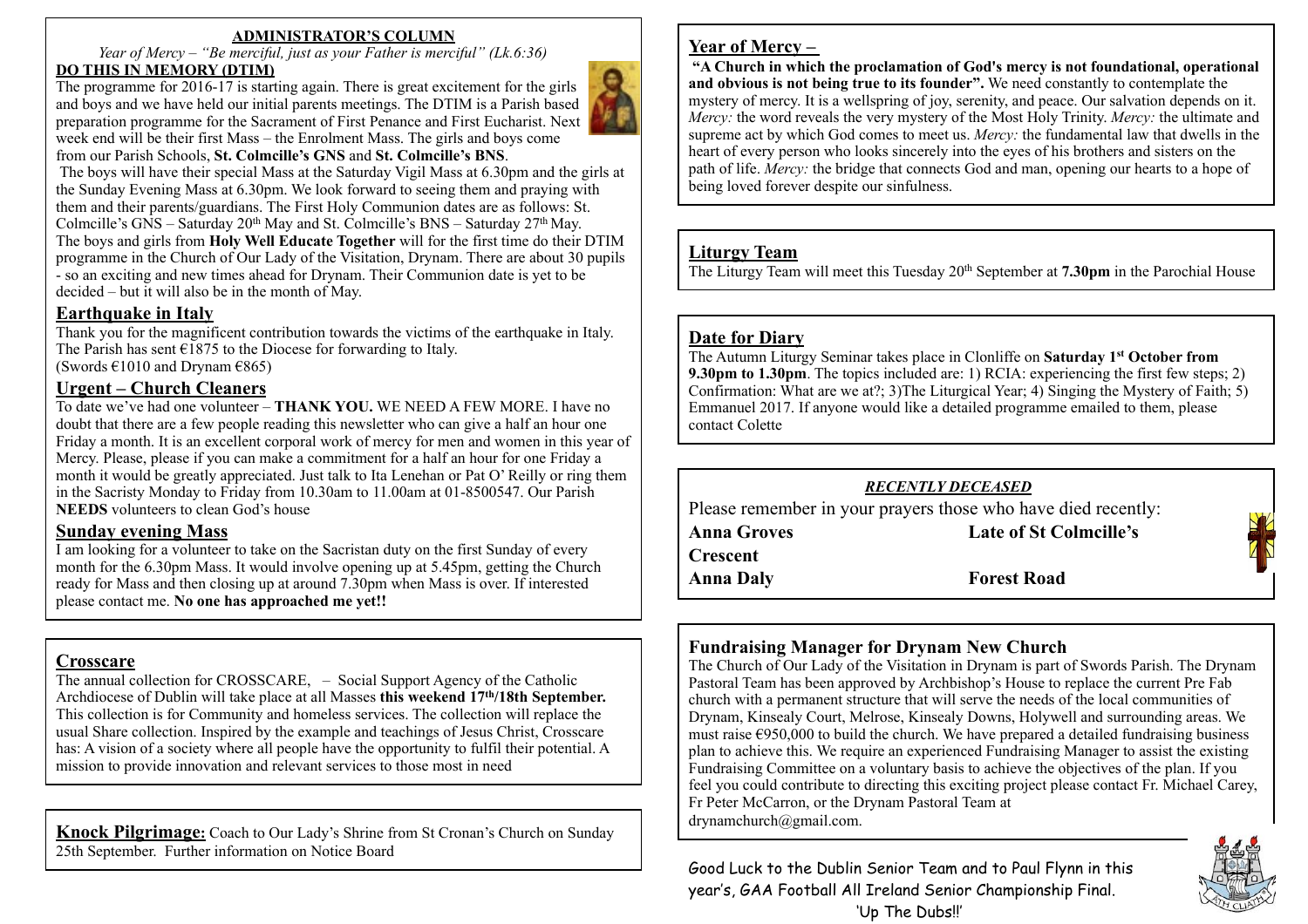## ADMINISTRATOR'S COLUMN

*Year of Mercy – "Be merciful, just as your Father is merciful" (Lk.6:36)*

**DO THIS IN MEMORY (DTIM)**

The programme for 2016-17 is starting again. There is great excitement for the girls and boys and we have held our initial parents meetings. The DTIM is a Parish based preparation programme for the Sacrament of First Penance and First Eucharist. Next week end will be their first Mass – the Enrolment Mass. The girls and boys come from our Parish Schools, **St. Colmcille's GNS** and **St. Colmcille's BNS**.

The boys will have their special Mass at the Saturday Vigil Mass at 6.30pm and the girls at the Sunday Evening Mass at 6.30pm. We look forward to seeing them and praying with them and their parents/guardians. The First Holy Communion dates are as follows: St. Colmcille's GNS – Saturday 20th May and St. Colmcille's BNS – Saturday 27th May. The boys and girls from **Holy Well Educate Together** will for the first time do their DTIM programme in the Church of Our Lady of the Visitation, Drynam. There are about 30 pupils - so an exciting and new times ahead for Drynam. Their Communion date is yet to be decided – but it will also be in the month of May.

### Earthquake in Italy

Thank you for the magnificent contribution towards the victims of the earthquake in Italy. The Parish has sent €1875 to the Diocese for forwarding to Italy.
(Swords €1010 and Drynam €865)

### Urgent – Church Cleaners

To date we've had one volunteer – **THANK YOU.** WE NEED A FEW MORE. I have no doubt that there are a few people reading this newsletter who can give a half an hour one Friday a month. It is an excellent corporal work of mercy for men and women in this year of Mercy. Please, please if you can make a commitment for a half an hour for one Friday a month it would be greatly appreciated. Just talk to Ita Lenehan or Pat O' Reilly or ring them in the Sacristy Monday to Friday from 10.30am to 11.00am at 01-8500547. Our Parish **NEEDS** volunteers to clean God's house

### Sunday evening Mass

I am looking for a volunteer to take on the Sacristan duty on the first Sunday of every month for the 6.30pm Mass. It would involve opening up at 5.45pm, getting the Church ready for Mass and then closing up at around 7.30pm when Mass is over. If interested please contact me. **No one has approached me yet!!**

### Crosscare

The annual collection for CROSSCARE, – Social Support Agency of the Catholic Archdiocese of Dublin will take place at all Masses **this weekend 17th/18th September.** This collection is for Community and homeless services. The collection will replace the usual Share collection. Inspired by the example and teachings of Jesus Christ, Crosscare has: A vision of a society where all people have the opportunity to fulfil their potential. A mission to provide innovation and relevant services to those most in need

**Knock Pilgrimage:** Coach to Our Lady's Shrine from St Cronan's Church on Sunday 25th September. Further information on Notice Board

### Year of Mercy –

**"A Church in which the proclamation of God's mercy is not foundational, operational and obvious is not being true to its founder".** We need constantly to contemplate the mystery of mercy. It is a wellspring of joy, serenity, and peace. Our salvation depends on it. *Mercy:* the word reveals the very mystery of the Most Holy Trinity. *Mercy:* the ultimate and supreme act by which God comes to meet us. *Mercy:* the fundamental law that dwells in the heart of every person who looks sincerely into the eyes of his brothers and sisters on the path of life. *Mercy:* the bridge that connects God and man, opening our hearts to a hope of being loved forever despite our sinfulness.

### Liturgy Team

The Liturgy Team will meet this Tuesday 20th September at **7.30pm** in the Parochial House

### Date for Diary

The Autumn Liturgy Seminar takes place in Clonliffe on **Saturday 1st October from 9.30pm to 1.30pm**. The topics included are: 1) RCIA: experiencing the first few steps; 2) Confirmation: What are we at?; 3)The Liturgical Year; 4) Singing the Mystery of Faith; 5) Emmanuel 2017. If anyone would like a detailed programme emailed to them, please contact Colette

### *RECENTLY DECEASED*

Please remember in your prayers those who have died recently:

**Anna Groves** — **Late of St Colmcille's Crescent**

**Anna Daly** — **Forest Road**

### Fundraising Manager for Drynam New Church

The Church of Our Lady of the Visitation in Drynam is part of Swords Parish. The Drynam Pastoral Team has been approved by Archbishop's House to replace the current Pre Fab church with a permanent structure that will serve the needs of the local communities of Drynam, Kinsealy Court, Melrose, Kinsealy Downs, Holywell and surrounding areas. We must raise €950,000 to build the church. We have prepared a detailed fundraising business plan to achieve this. We require an experienced Fundraising Manager to assist the existing Fundraising Committee on a voluntary basis to achieve the objectives of the plan. If you feel you could contribute to directing this exciting project please contact Fr. Michael Carey, Fr Peter McCarron, or the Drynam Pastoral Team at drynamchurch@gmail.com.

Good Luck to the Dublin Senior Team and to Paul Flynn in this year's, GAA Football All Ireland Senior Championship Final.
'Up The Dubs!!'